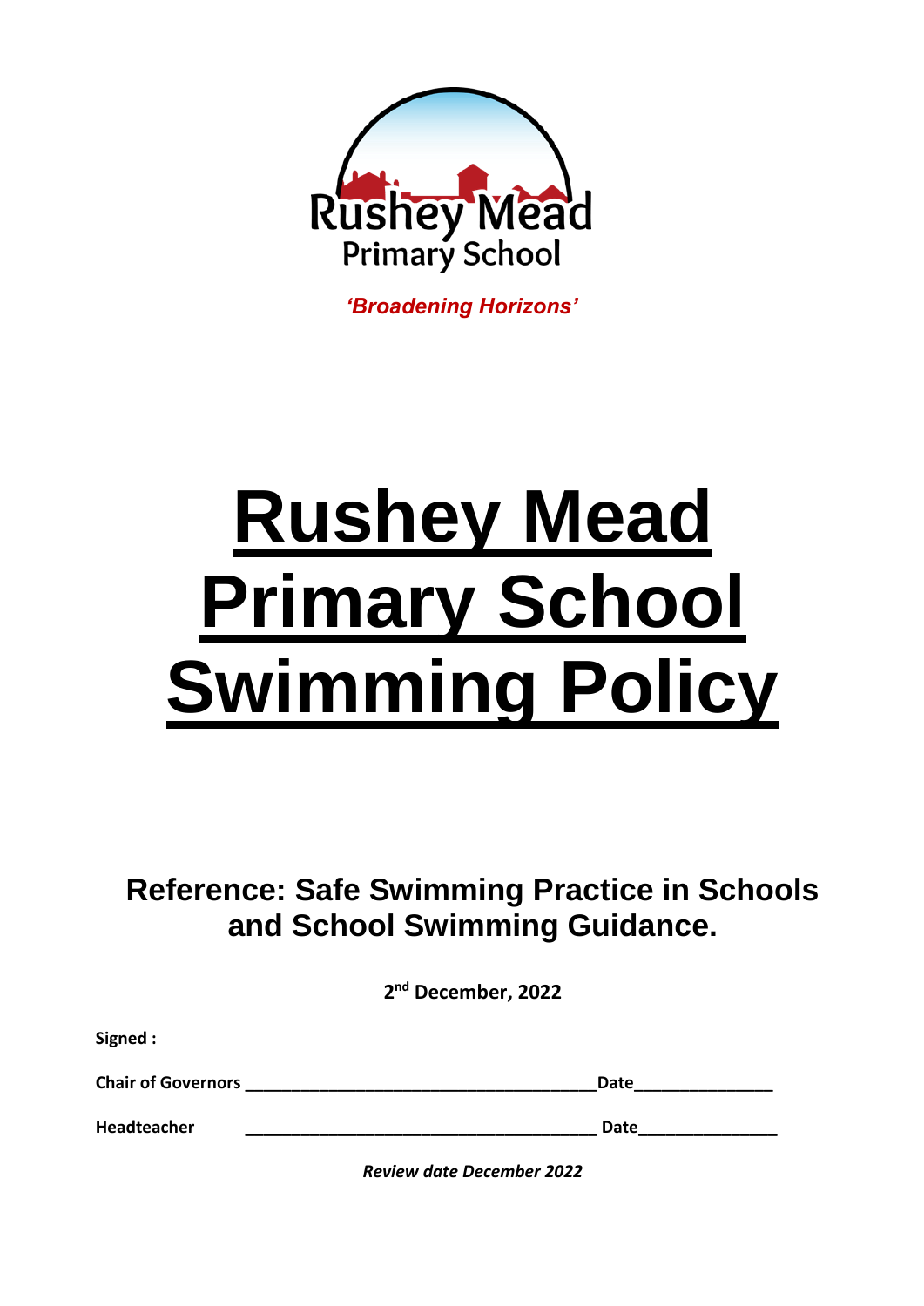Rushey Mead
Primary School

*'Broadening Horizons'*

# Rushey Mead Primary School Swimming Policy

## Reference: Safe Swimming Practice in Schools and School Swimming Guidance.

**2nd December, 2022**

**Signed :**

**Chair of Governors** ______________________________________**Date**______________

**Headteacher** ______________________________________ **Date**______________

***Review date December 2022***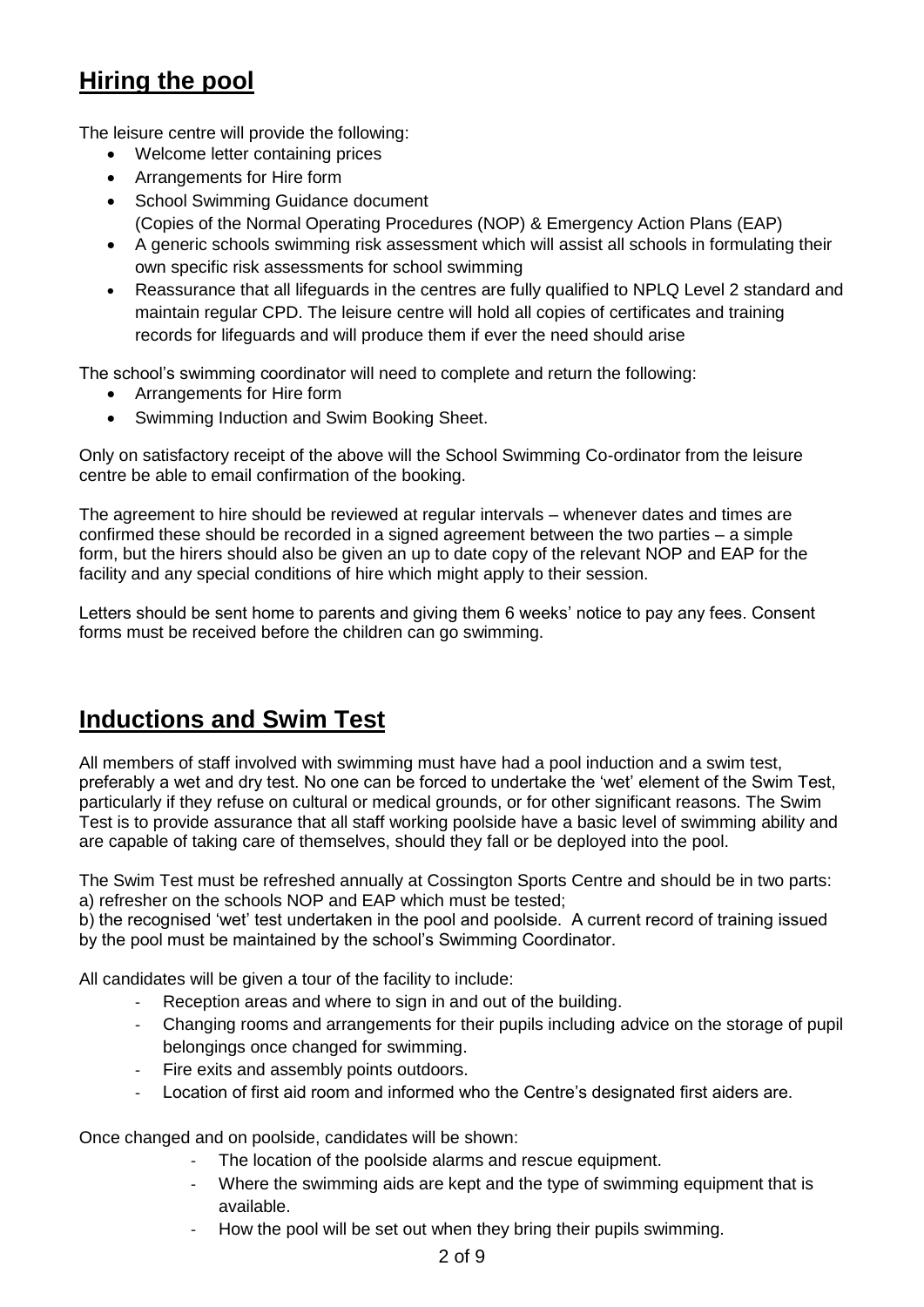## Hiring the pool

The leisure centre will provide the following:

- Welcome letter containing prices
- Arrangements for Hire form
- School Swimming Guidance document (Copies of the Normal Operating Procedures (NOP) & Emergency Action Plans (EAP)
- A generic schools swimming risk assessment which will assist all schools in formulating their own specific risk assessments for school swimming
- Reassurance that all lifeguards in the centres are fully qualified to NPLQ Level 2 standard and maintain regular CPD. The leisure centre will hold all copies of certificates and training records for lifeguards and will produce them if ever the need should arise

The school's swimming coordinator will need to complete and return the following:

- Arrangements for Hire form
- Swimming Induction and Swim Booking Sheet.

Only on satisfactory receipt of the above will the School Swimming Co-ordinator from the leisure centre be able to email confirmation of the booking.

The agreement to hire should be reviewed at regular intervals – whenever dates and times are confirmed these should be recorded in a signed agreement between the two parties – a simple form, but the hirers should also be given an up to date copy of the relevant NOP and EAP for the facility and any special conditions of hire which might apply to their session.

Letters should be sent home to parents and giving them 6 weeks' notice to pay any fees. Consent forms must be received before the children can go swimming.

## Inductions and Swim Test

All members of staff involved with swimming must have had a pool induction and a swim test, preferably a wet and dry test. No one can be forced to undertake the 'wet' element of the Swim Test, particularly if they refuse on cultural or medical grounds, or for other significant reasons. The Swim Test is to provide assurance that all staff working poolside have a basic level of swimming ability and are capable of taking care of themselves, should they fall or be deployed into the pool.

The Swim Test must be refreshed annually at Cossington Sports Centre and should be in two parts:
a) refresher on the schools NOP and EAP which must be tested;
b) the recognised 'wet' test undertaken in the pool and poolside. A current record of training issued by the pool must be maintained by the school's Swimming Coordinator.

All candidates will be given a tour of the facility to include:

- Reception areas and where to sign in and out of the building.
- Changing rooms and arrangements for their pupils including advice on the storage of pupil belongings once changed for swimming.
- Fire exits and assembly points outdoors.
- Location of first aid room and informed who the Centre's designated first aiders are.

Once changed and on poolside, candidates will be shown:

- The location of the poolside alarms and rescue equipment.
- Where the swimming aids are kept and the type of swimming equipment that is available.
- How the pool will be set out when they bring their pupils swimming.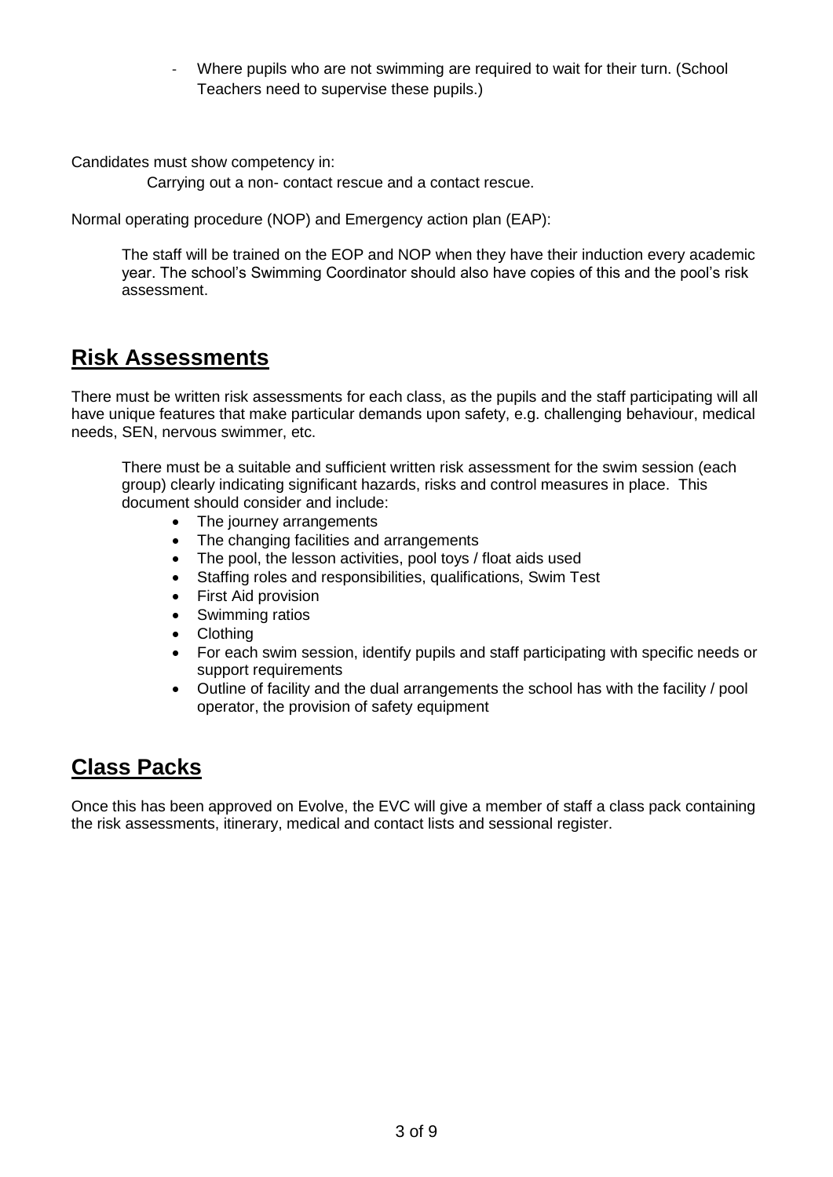- Where pupils who are not swimming are required to wait for their turn. (School Teachers need to supervise these pupils.)

Candidates must show competency in:

Carrying out a non- contact rescue and a contact rescue.

Normal operating procedure (NOP) and Emergency action plan (EAP):

The staff will be trained on the EOP and NOP when they have their induction every academic year. The school's Swimming Coordinator should also have copies of this and the pool's risk assessment.

## Risk Assessments

There must be written risk assessments for each class, as the pupils and the staff participating will all have unique features that make particular demands upon safety, e.g. challenging behaviour, medical needs, SEN, nervous swimmer, etc.

There must be a suitable and sufficient written risk assessment for the swim session (each group) clearly indicating significant hazards, risks and control measures in place. This document should consider and include:

- The journey arrangements
- The changing facilities and arrangements
- The pool, the lesson activities, pool toys / float aids used
- Staffing roles and responsibilities, qualifications, Swim Test
- First Aid provision
- Swimming ratios
- Clothing
- For each swim session, identify pupils and staff participating with specific needs or support requirements
- Outline of facility and the dual arrangements the school has with the facility / pool operator, the provision of safety equipment

## Class Packs

Once this has been approved on Evolve, the EVC will give a member of staff a class pack containing the risk assessments, itinerary, medical and contact lists and sessional register.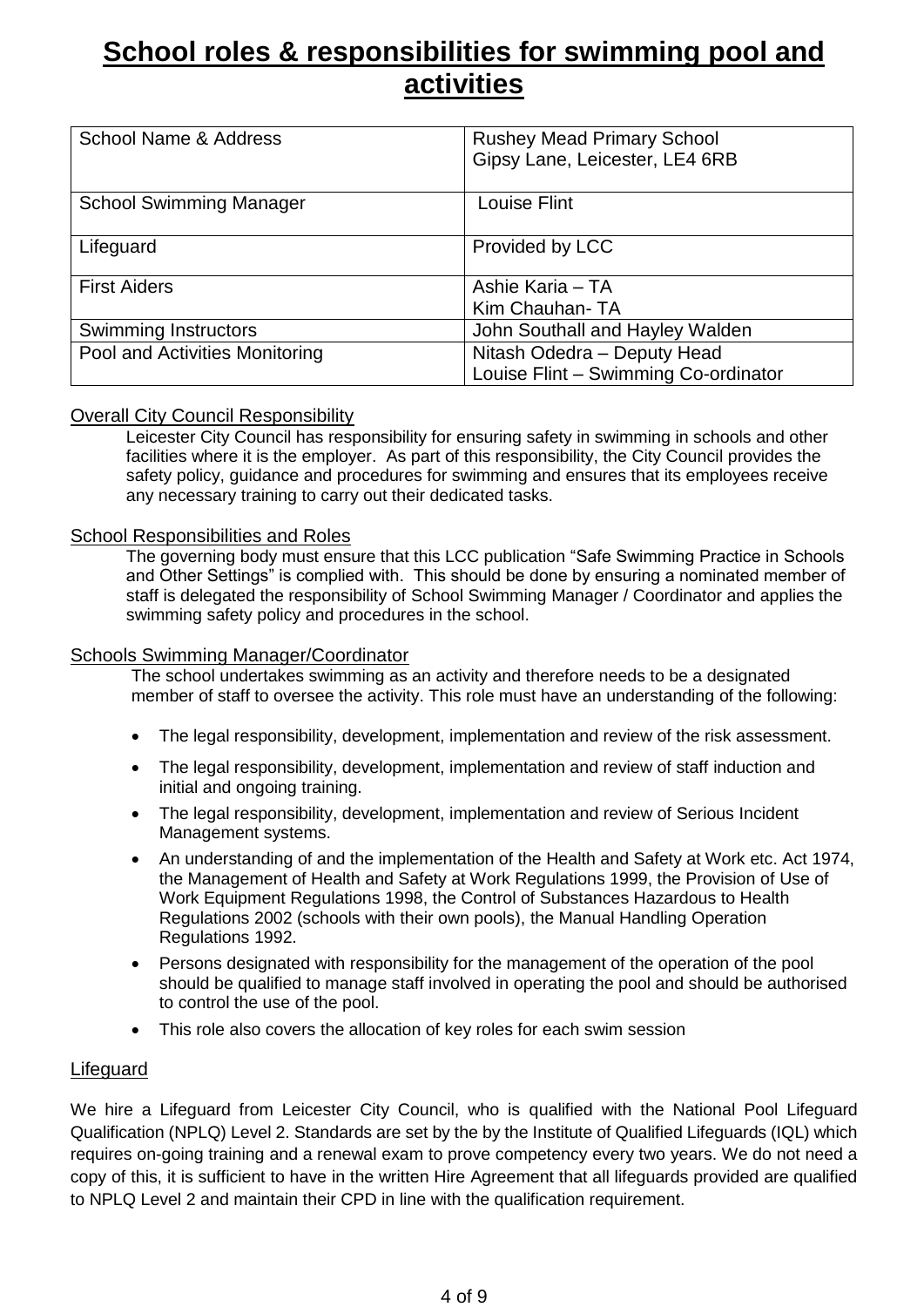# School roles & responsibilities for swimming pool and activities

| School Name & Address | Rushey Mead Primary School<br>Gipsy Lane, Leicester, LE4 6RB |
|---|---|
| School Swimming Manager | Louise Flint |
| Lifeguard | Provided by LCC |
| First Aiders | Ashie Karia – TA<br>Kim Chauhan- TA |
| Swimming Instructors | John Southall and Hayley Walden |
| Pool and Activities Monitoring | Nitash Odedra – Deputy Head<br>Louise Flint – Swimming Co-ordinator |

### Overall City Council Responsibility

Leicester City Council has responsibility for ensuring safety in swimming in schools and other facilities where it is the employer. As part of this responsibility, the City Council provides the safety policy, guidance and procedures for swimming and ensures that its employees receive any necessary training to carry out their dedicated tasks.

### School Responsibilities and Roles

The governing body must ensure that this LCC publication "Safe Swimming Practice in Schools and Other Settings" is complied with. This should be done by ensuring a nominated member of staff is delegated the responsibility of School Swimming Manager / Coordinator and applies the swimming safety policy and procedures in the school.

### Schools Swimming Manager/Coordinator

The school undertakes swimming as an activity and therefore needs to be a designated member of staff to oversee the activity. This role must have an understanding of the following:

- The legal responsibility, development, implementation and review of the risk assessment.
- The legal responsibility, development, implementation and review of staff induction and initial and ongoing training.
- The legal responsibility, development, implementation and review of Serious Incident Management systems.
- An understanding of and the implementation of the Health and Safety at Work etc. Act 1974, the Management of Health and Safety at Work Regulations 1999, the Provision of Use of Work Equipment Regulations 1998, the Control of Substances Hazardous to Health Regulations 2002 (schools with their own pools), the Manual Handling Operation Regulations 1992.
- Persons designated with responsibility for the management of the operation of the pool should be qualified to manage staff involved in operating the pool and should be authorised to control the use of the pool.
- This role also covers the allocation of key roles for each swim session

### Lifeguard

We hire a Lifeguard from Leicester City Council, who is qualified with the National Pool Lifeguard Qualification (NPLQ) Level 2. Standards are set by the by the Institute of Qualified Lifeguards (IQL) which requires on-going training and a renewal exam to prove competency every two years. We do not need a copy of this, it is sufficient to have in the written Hire Agreement that all lifeguards provided are qualified to NPLQ Level 2 and maintain their CPD in line with the qualification requirement.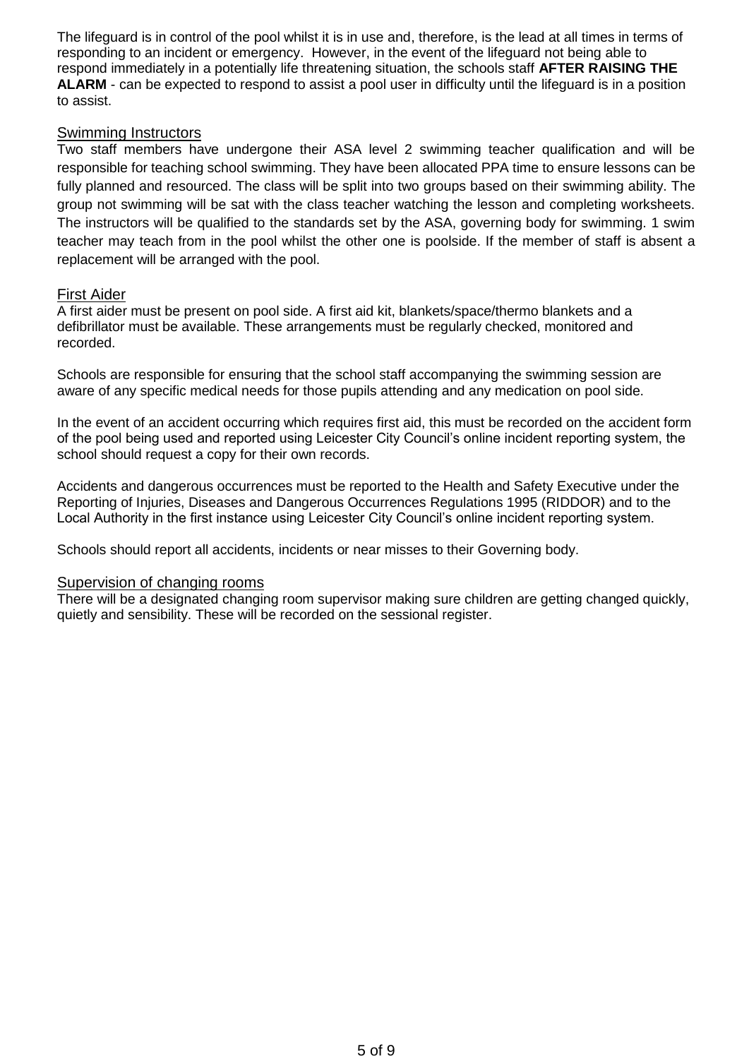The lifeguard is in control of the pool whilst it is in use and, therefore, is the lead at all times in terms of responding to an incident or emergency. However, in the event of the lifeguard not being able to respond immediately in a potentially life threatening situation, the schools staff **AFTER RAISING THE ALARM** - can be expected to respond to assist a pool user in difficulty until the lifeguard is in a position to assist.

## Swimming Instructors

Two staff members have undergone their ASA level 2 swimming teacher qualification and will be responsible for teaching school swimming. They have been allocated PPA time to ensure lessons can be fully planned and resourced. The class will be split into two groups based on their swimming ability. The group not swimming will be sat with the class teacher watching the lesson and completing worksheets. The instructors will be qualified to the standards set by the ASA, governing body for swimming. 1 swim teacher may teach from in the pool whilst the other one is poolside. If the member of staff is absent a replacement will be arranged with the pool.

## First Aider

A first aider must be present on pool side. A first aid kit, blankets/space/thermo blankets and a defibrillator must be available. These arrangements must be regularly checked, monitored and recorded.

Schools are responsible for ensuring that the school staff accompanying the swimming session are aware of any specific medical needs for those pupils attending and any medication on pool side.

In the event of an accident occurring which requires first aid, this must be recorded on the accident form of the pool being used and reported using Leicester City Council's online incident reporting system, the school should request a copy for their own records.

Accidents and dangerous occurrences must be reported to the Health and Safety Executive under the Reporting of Injuries, Diseases and Dangerous Occurrences Regulations 1995 (RIDDOR) and to the Local Authority in the first instance using Leicester City Council's online incident reporting system.

Schools should report all accidents, incidents or near misses to their Governing body.

## Supervision of changing rooms

There will be a designated changing room supervisor making sure children are getting changed quickly, quietly and sensibility. These will be recorded on the sessional register.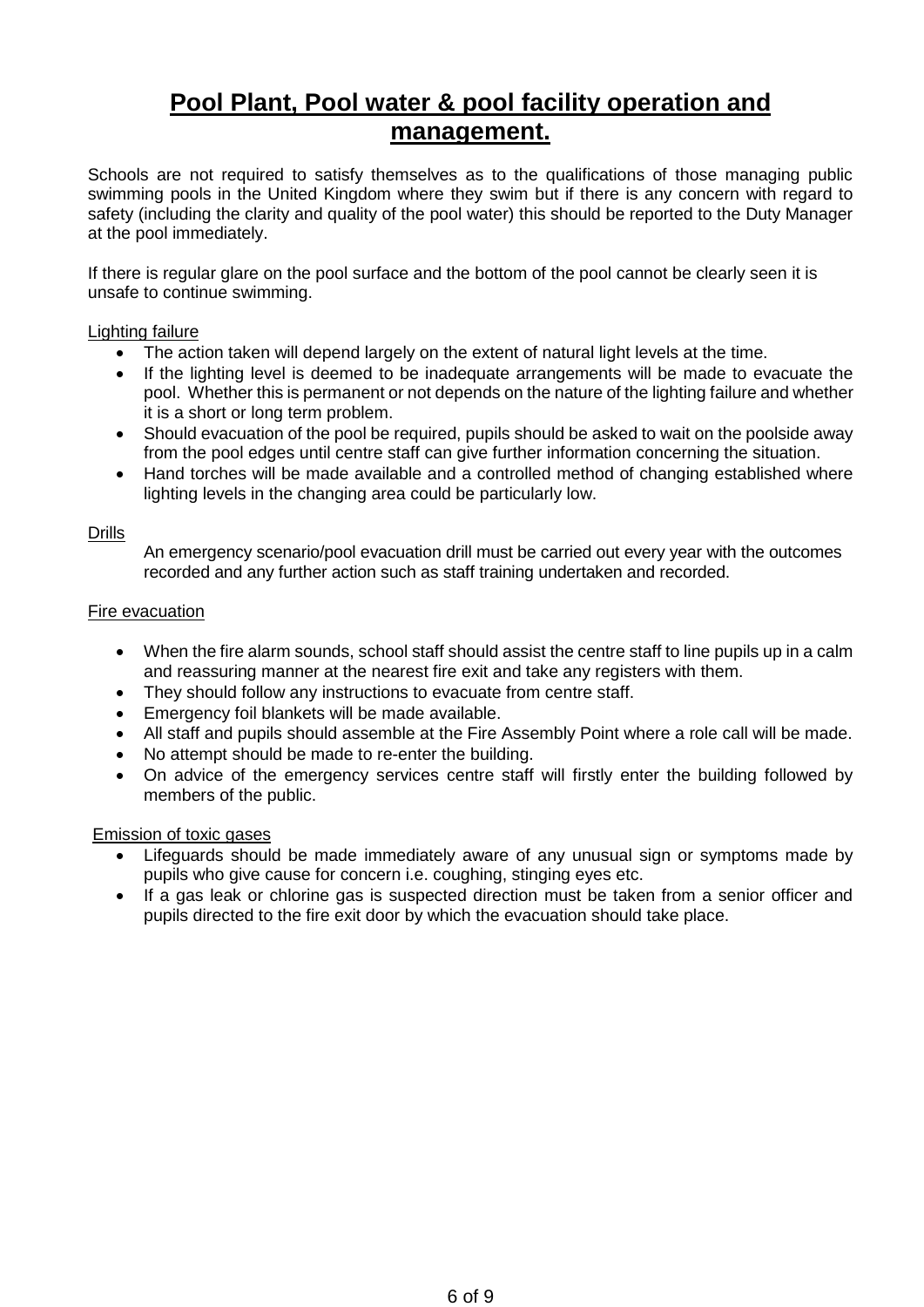# Pool Plant, Pool water & pool facility operation and management.

Schools are not required to satisfy themselves as to the qualifications of those managing public swimming pools in the United Kingdom where they swim but if there is any concern with regard to safety (including the clarity and quality of the pool water) this should be reported to the Duty Manager at the pool immediately.

If there is regular glare on the pool surface and the bottom of the pool cannot be clearly seen it is unsafe to continue swimming.

Lighting failure

- The action taken will depend largely on the extent of natural light levels at the time.
- If the lighting level is deemed to be inadequate arrangements will be made to evacuate the pool. Whether this is permanent or not depends on the nature of the lighting failure and whether it is a short or long term problem.
- Should evacuation of the pool be required, pupils should be asked to wait on the poolside away from the pool edges until centre staff can give further information concerning the situation.
- Hand torches will be made available and a controlled method of changing established where lighting levels in the changing area could be particularly low.

Drills

An emergency scenario/pool evacuation drill must be carried out every year with the outcomes recorded and any further action such as staff training undertaken and recorded.

Fire evacuation

- When the fire alarm sounds, school staff should assist the centre staff to line pupils up in a calm and reassuring manner at the nearest fire exit and take any registers with them.
- They should follow any instructions to evacuate from centre staff.
- Emergency foil blankets will be made available.
- All staff and pupils should assemble at the Fire Assembly Point where a role call will be made.
- No attempt should be made to re-enter the building.
- On advice of the emergency services centre staff will firstly enter the building followed by members of the public.

Emission of toxic gases

- Lifeguards should be made immediately aware of any unusual sign or symptoms made by pupils who give cause for concern i.e. coughing, stinging eyes etc.
- If a gas leak or chlorine gas is suspected direction must be taken from a senior officer and pupils directed to the fire exit door by which the evacuation should take place.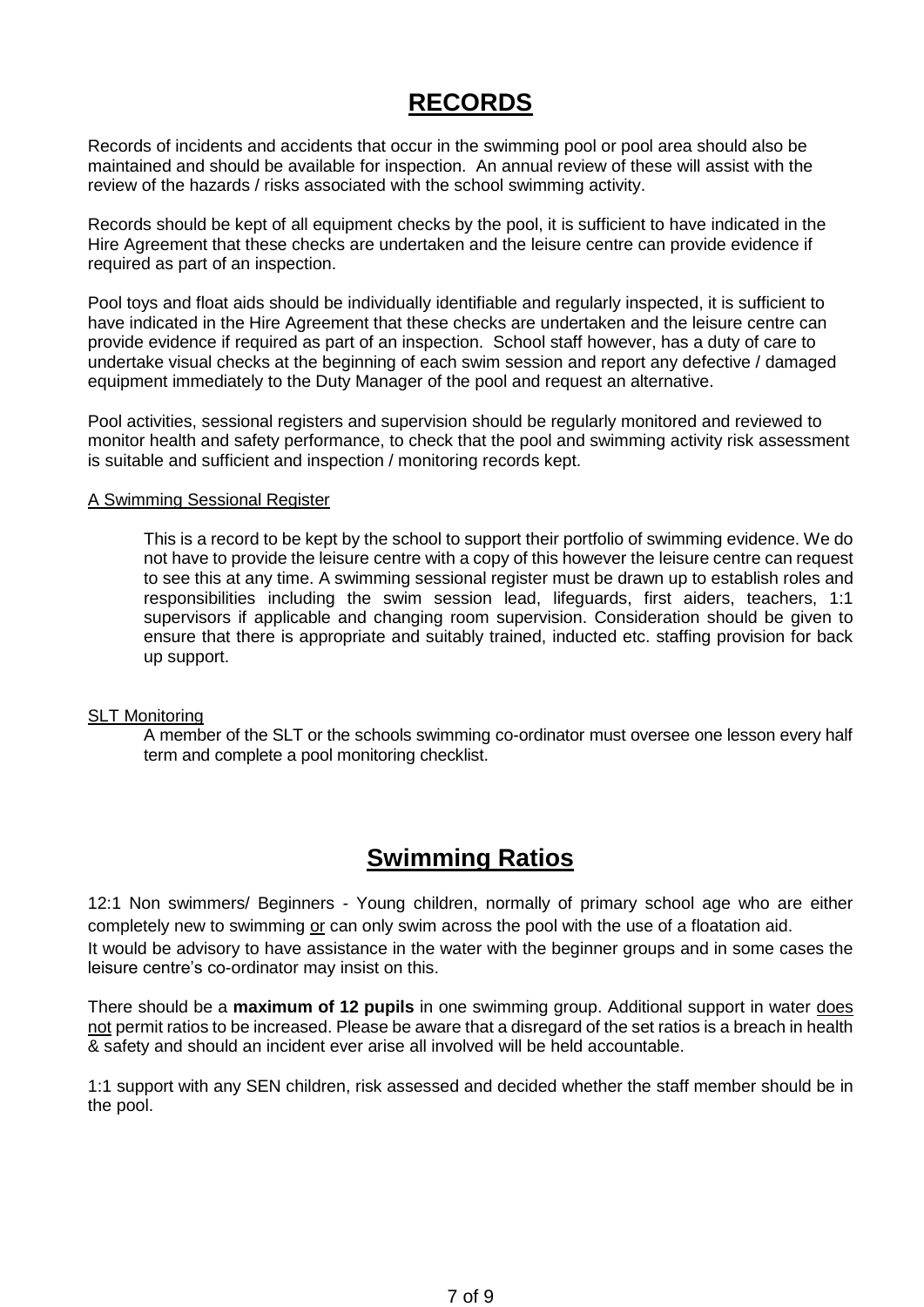# RECORDS

Records of incidents and accidents that occur in the swimming pool or pool area should also be maintained and should be available for inspection. An annual review of these will assist with the review of the hazards / risks associated with the school swimming activity.

Records should be kept of all equipment checks by the pool, it is sufficient to have indicated in the Hire Agreement that these checks are undertaken and the leisure centre can provide evidence if required as part of an inspection.

Pool toys and float aids should be individually identifiable and regularly inspected, it is sufficient to have indicated in the Hire Agreement that these checks are undertaken and the leisure centre can provide evidence if required as part of an inspection. School staff however, has a duty of care to undertake visual checks at the beginning of each swim session and report any defective / damaged equipment immediately to the Duty Manager of the pool and request an alternative.

Pool activities, sessional registers and supervision should be regularly monitored and reviewed to monitor health and safety performance, to check that the pool and swimming activity risk assessment is suitable and sufficient and inspection / monitoring records kept.

<u>A Swimming Sessional Register</u>

> This is a record to be kept by the school to support their portfolio of swimming evidence. We do not have to provide the leisure centre with a copy of this however the leisure centre can request to see this at any time. A swimming sessional register must be drawn up to establish roles and responsibilities including the swim session lead, lifeguards, first aiders, teachers, 1:1 supervisors if applicable and changing room supervision. Consideration should be given to ensure that there is appropriate and suitably trained, inducted etc. staffing provision for back up support.

<u>SLT Monitoring</u>

> A member of the SLT or the schools swimming co-ordinator must oversee one lesson every half term and complete a pool monitoring checklist.

# Swimming Ratios

12:1 Non swimmers/ Beginners - Young children, normally of primary school age who are either completely new to swimming <u>or</u> can only swim across the pool with the use of a floatation aid.
It would be advisory to have assistance in the water with the beginner groups and in some cases the leisure centre's co-ordinator may insist on this.

There should be a **maximum of 12 pupils** in one swimming group. Additional support in water <u>does not</u> permit ratios to be increased. Please be aware that a disregard of the set ratios is a breach in health & safety and should an incident ever arise all involved will be held accountable.

1:1 support with any SEN children, risk assessed and decided whether the staff member should be in the pool.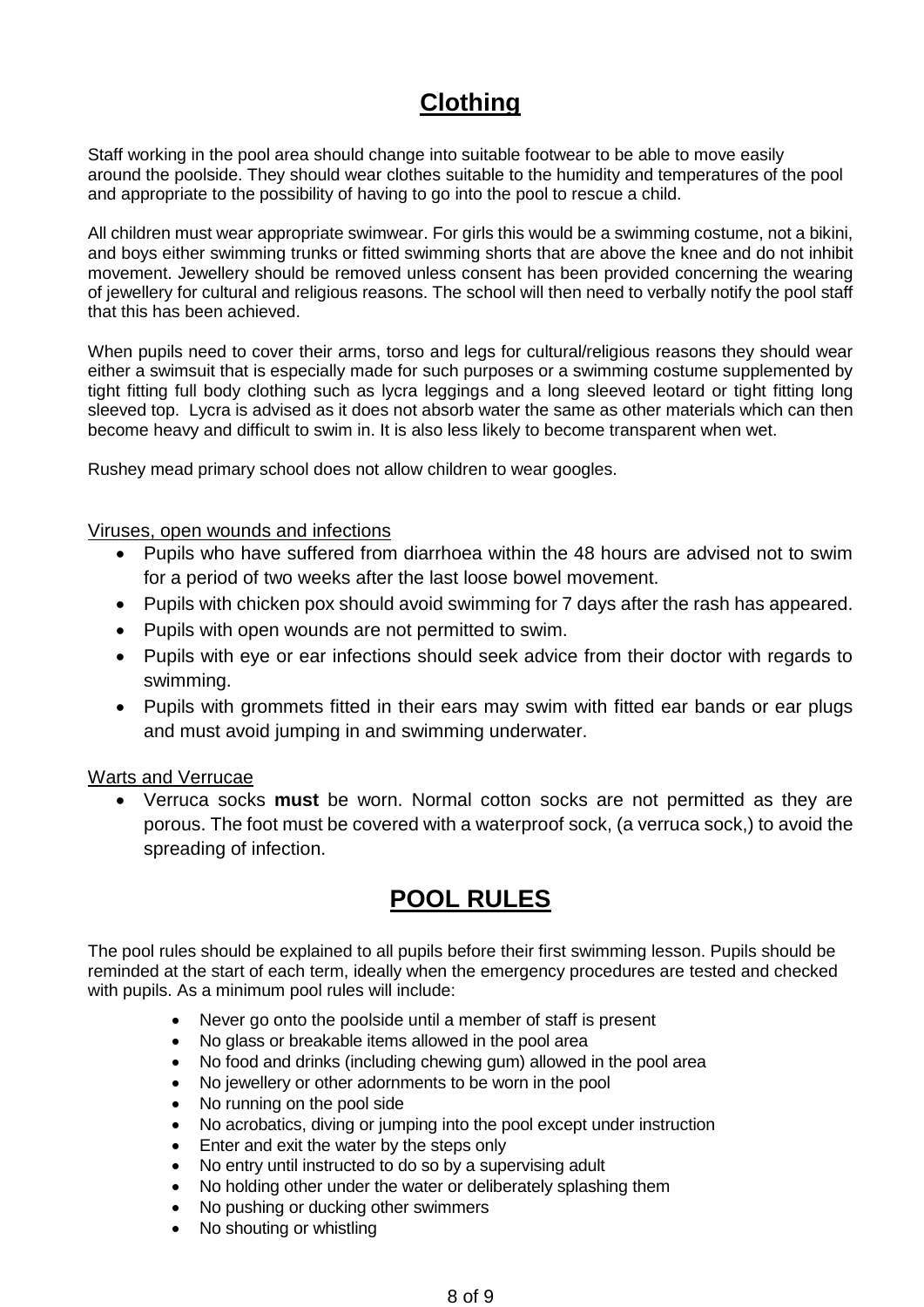# <u>Clothing</u>

Staff working in the pool area should change into suitable footwear to be able to move easily around the poolside. They should wear clothes suitable to the humidity and temperatures of the pool and appropriate to the possibility of having to go into the pool to rescue a child.

All children must wear appropriate swimwear. For girls this would be a swimming costume, not a bikini, and boys either swimming trunks or fitted swimming shorts that are above the knee and do not inhibit movement. Jewellery should be removed unless consent has been provided concerning the wearing of jewellery for cultural and religious reasons. The school will then need to verbally notify the pool staff that this has been achieved.

When pupils need to cover their arms, torso and legs for cultural/religious reasons they should wear either a swimsuit that is especially made for such purposes or a swimming costume supplemented by tight fitting full body clothing such as lycra leggings and a long sleeved leotard or tight fitting long sleeved top. Lycra is advised as it does not absorb water the same as other materials which can then become heavy and difficult to swim in. It is also less likely to become transparent when wet.

Rushey mead primary school does not allow children to wear googles.

<u>Viruses, open wounds and infections</u>

- Pupils who have suffered from diarrhoea within the 48 hours are advised not to swim for a period of two weeks after the last loose bowel movement.
- Pupils with chicken pox should avoid swimming for 7 days after the rash has appeared.
- Pupils with open wounds are not permitted to swim.
- Pupils with eye or ear infections should seek advice from their doctor with regards to swimming.
- Pupils with grommets fitted in their ears may swim with fitted ear bands or ear plugs and must avoid jumping in and swimming underwater.

<u>Warts and Verrucae</u>

- Verruca socks **must** be worn. Normal cotton socks are not permitted as they are porous. The foot must be covered with a waterproof sock, (a verruca sock,) to avoid the spreading of infection.

# <u>POOL RULES</u>

The pool rules should be explained to all pupils before their first swimming lesson. Pupils should be reminded at the start of each term, ideally when the emergency procedures are tested and checked with pupils. As a minimum pool rules will include:

- Never go onto the poolside until a member of staff is present
- No glass or breakable items allowed in the pool area
- No food and drinks (including chewing gum) allowed in the pool area
- No jewellery or other adornments to be worn in the pool
- No running on the pool side
- No acrobatics, diving or jumping into the pool except under instruction
- Enter and exit the water by the steps only
- No entry until instructed to do so by a supervising adult
- No holding other under the water or deliberately splashing them
- No pushing or ducking other swimmers
- No shouting or whistling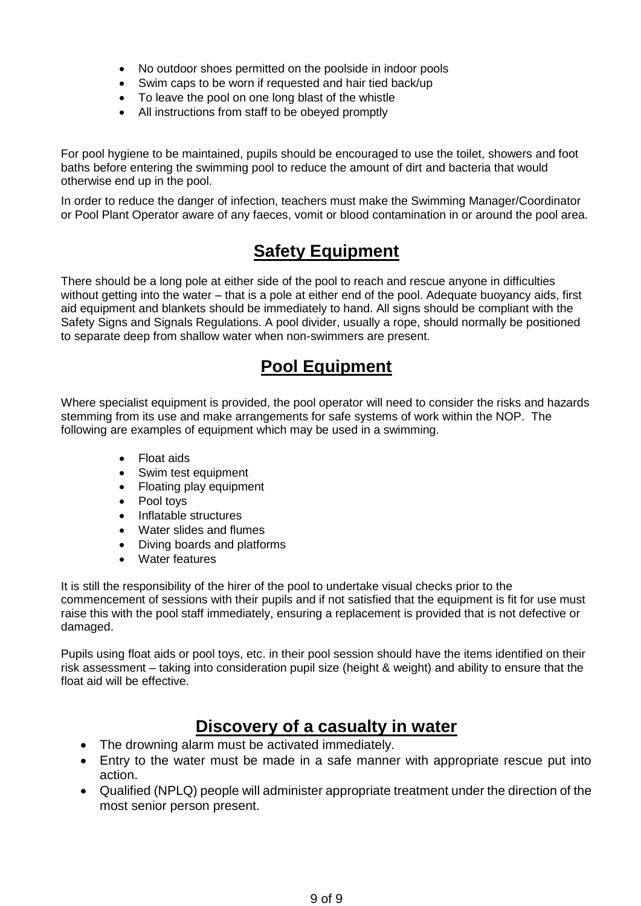- No outdoor shoes permitted on the poolside in indoor pools
- Swim caps to be worn if requested and hair tied back/up
- To leave the pool on one long blast of the whistle
- All instructions from staff to be obeyed promptly

For pool hygiene to be maintained, pupils should be encouraged to use the toilet, showers and foot baths before entering the swimming pool to reduce the amount of dirt and bacteria that would otherwise end up in the pool.

In order to reduce the danger of infection, teachers must make the Swimming Manager/Coordinator or Pool Plant Operator aware of any faeces, vomit or blood contamination in or around the pool area.

## Safety Equipment

There should be a long pole at either side of the pool to reach and rescue anyone in difficulties without getting into the water – that is a pole at either end of the pool. Adequate buoyancy aids, first aid equipment and blankets should be immediately to hand. All signs should be compliant with the Safety Signs and Signals Regulations. A pool divider, usually a rope, should normally be positioned to separate deep from shallow water when non-swimmers are present.

## Pool Equipment

Where specialist equipment is provided, the pool operator will need to consider the risks and hazards stemming from its use and make arrangements for safe systems of work within the NOP. The following are examples of equipment which may be used in a swimming.

- Float aids
- Swim test equipment
- Floating play equipment
- Pool toys
- Inflatable structures
- Water slides and flumes
- Diving boards and platforms
- Water features

It is still the responsibility of the hirer of the pool to undertake visual checks prior to the commencement of sessions with their pupils and if not satisfied that the equipment is fit for use must raise this with the pool staff immediately, ensuring a replacement is provided that is not defective or damaged.

Pupils using float aids or pool toys, etc. in their pool session should have the items identified on their risk assessment – taking into consideration pupil size (height & weight) and ability to ensure that the float aid will be effective.

## Discovery of a casualty in water

- The drowning alarm must be activated immediately.
- Entry to the water must be made in a safe manner with appropriate rescue put into action.
- Qualified (NPLQ) people will administer appropriate treatment under the direction of the most senior person present.